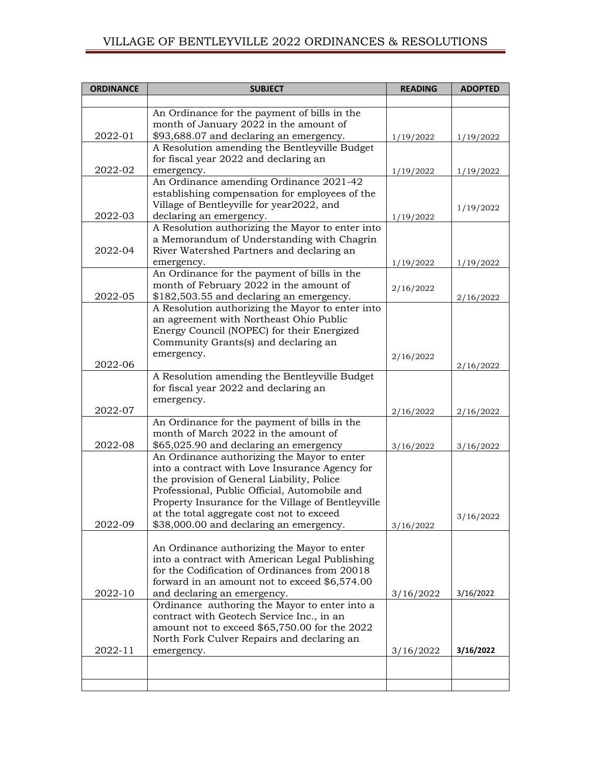# VILLAGE OF BENTLEYVILLE 2022 ORDINANCES & RESOLUTIONS

| ORDINANCE | SUBJECT | READING | ADOPTED |
|---|---|---|---|
| | | | |
| 2022-01 | An Ordinance for the payment of bills in the month of January 2022 in the amount of $93,688.07 and declaring an emergency. | 1/19/2022 | 1/19/2022 |
| 2022-02 | A Resolution amending the Bentleyville Budget for fiscal year 2022 and declaring an emergency. | 1/19/2022 | 1/19/2022 |
| 2022-03 | An Ordinance amending Ordinance 2021-42 establishing compensation for employees of the Village of Bentleyville for year2022, and declaring an emergency. | 1/19/2022 | 1/19/2022 |
| 2022-04 | A Resolution authorizing the Mayor to enter into a Memorandum of Understanding with Chagrin River Watershed Partners and declaring an emergency. | 1/19/2022 | 1/19/2022 |
| 2022-05 | An Ordinance for the payment of bills in the month of February 2022 in the amount of $182,503.55 and declaring an emergency. | 2/16/2022 | 2/16/2022 |
| 2022-06 | A Resolution authorizing the Mayor to enter into an agreement with Northeast Ohio Public Energy Council (NOPEC) for their Energized Community Grants(s) and declaring an emergency. | 2/16/2022 | 2/16/2022 |
| 2022-07 | A Resolution amending the Bentleyville Budget for fiscal year 2022 and declaring an emergency. | 2/16/2022 | 2/16/2022 |
| 2022-08 | An Ordinance for the payment of bills in the month of March 2022 in the amount of $65,025.90 and declaring an emergency | 3/16/2022 | 3/16/2022 |
| 2022-09 | An Ordinance authorizing the Mayor to enter into a contract with Love Insurance Agency for the provision of General Liability, Police Professional, Public Official, Automobile and Property Insurance for the Village of Bentleyville at the total aggregate cost not to exceed $38,000.00 and declaring an emergency. | 3/16/2022 | 3/16/2022 |
| 2022-10 | An Ordinance authorizing the Mayor to enter into a contract with American Legal Publishing for the Codification of Ordinances from 20018 forward in an amount not to exceed $6,574.00 and declaring an emergency. | 3/16/2022 | 3/16/2022 |
| 2022-11 | Ordinance authoring the Mayor to enter into a contract with Geotech Service Inc., in an amount not to exceed $65,750.00 for the 2022 North Fork Culver Repairs and declaring an emergency. | 3/16/2022 | **3/16/2022** |
| | | | |
| | | | |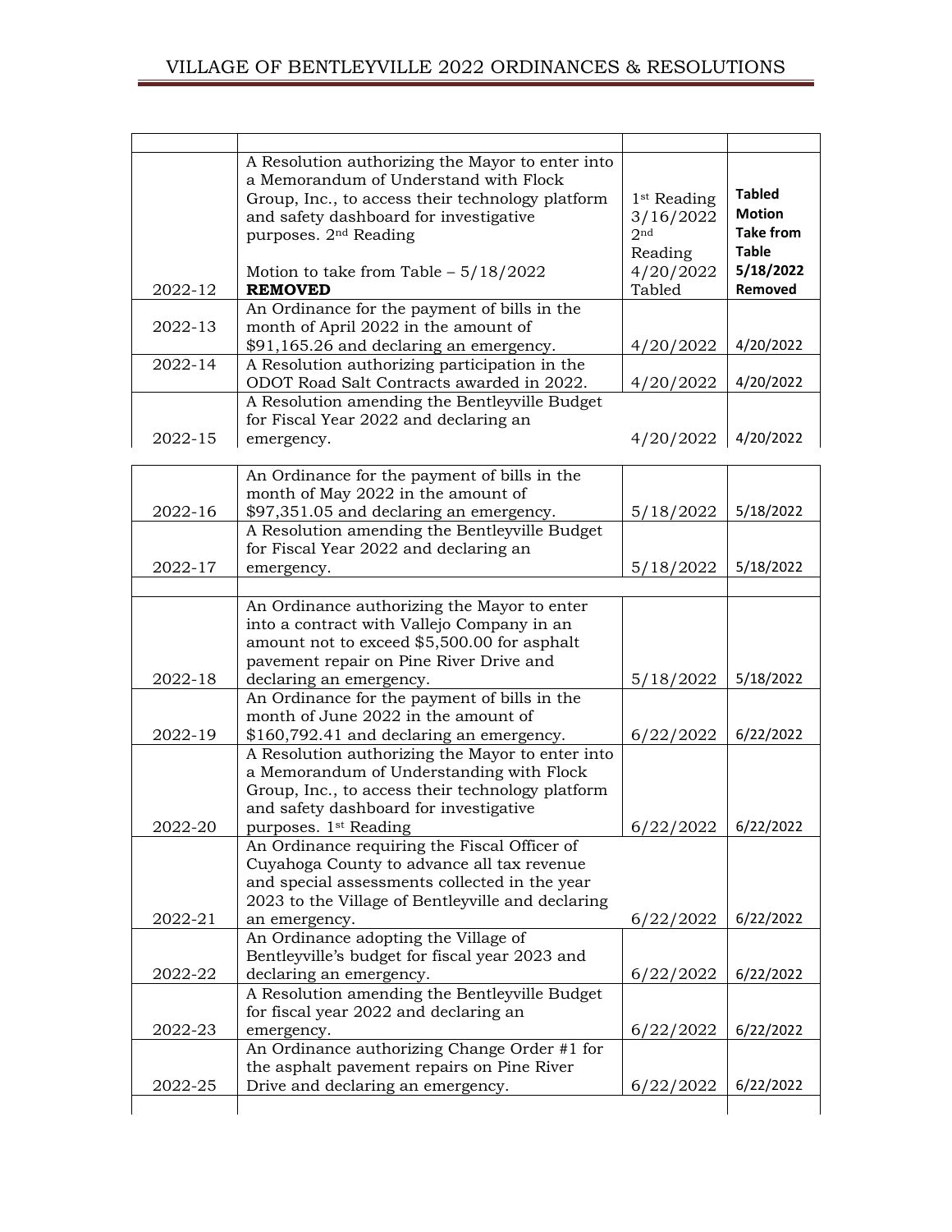| | | | |
|---|---|---|---|
| 2022-12 | A Resolution authorizing the Mayor to enter into a Memorandum of Understand with Flock Group, Inc., to access their technology platform and safety dashboard for investigative purposes. 2nd Reading<br><br>Motion to take from Table – 5/18/2022<br>**REMOVED** | 1st Reading 3/16/2022<br>2nd Reading 4/20/2022<br>Tabled | **Tabled**<br>**Motion Take from Table 5/18/2022**<br>**Removed** |
| 2022-13 | An Ordinance for the payment of bills in the month of April 2022 in the amount of $91,165.26 and declaring an emergency. | 4/20/2022 | 4/20/2022 |
| 2022-14 | A Resolution authorizing participation in the ODOT Road Salt Contracts awarded in 2022. | 4/20/2022 | 4/20/2022 |
| 2022-15 | A Resolution amending the Bentleyville Budget for Fiscal Year 2022 and declaring an emergency. | 4/20/2022 | 4/20/2022 |
| 2022-16 | An Ordinance for the payment of bills in the month of May 2022 in the amount of $97,351.05 and declaring an emergency. | 5/18/2022 | 5/18/2022 |
| 2022-17 | A Resolution amending the Bentleyville Budget for Fiscal Year 2022 and declaring an emergency. | 5/18/2022 | 5/18/2022 |
| | | | |
| 2022-18 | An Ordinance authorizing the Mayor to enter into a contract with Vallejo Company in an amount not to exceed $5,500.00 for asphalt pavement repair on Pine River Drive and declaring an emergency. | 5/18/2022 | 5/18/2022 |
| 2022-19 | An Ordinance for the payment of bills in the month of June 2022 in the amount of $160,792.41 and declaring an emergency. | 6/22/2022 | 6/22/2022 |
| 2022-20 | A Resolution authorizing the Mayor to enter into a Memorandum of Understanding with Flock Group, Inc., to access their technology platform and safety dashboard for investigative purposes. 1st Reading | 6/22/2022 | 6/22/2022 |
| 2022-21 | An Ordinance requiring the Fiscal Officer of Cuyahoga County to advance all tax revenue and special assessments collected in the year 2023 to the Village of Bentleyville and declaring an emergency. | 6/22/2022 | 6/22/2022 |
| 2022-22 | An Ordinance adopting the Village of Bentleyville's budget for fiscal year 2023 and declaring an emergency. | 6/22/2022 | 6/22/2022 |
| 2022-23 | A Resolution amending the Bentleyville Budget for fiscal year 2022 and declaring an emergency. | 6/22/2022 | 6/22/2022 |
| 2022-25 | An Ordinance authorizing Change Order #1 for the asphalt pavement repairs on Pine River Drive and declaring an emergency. | 6/22/2022 | 6/22/2022 |
| | | | |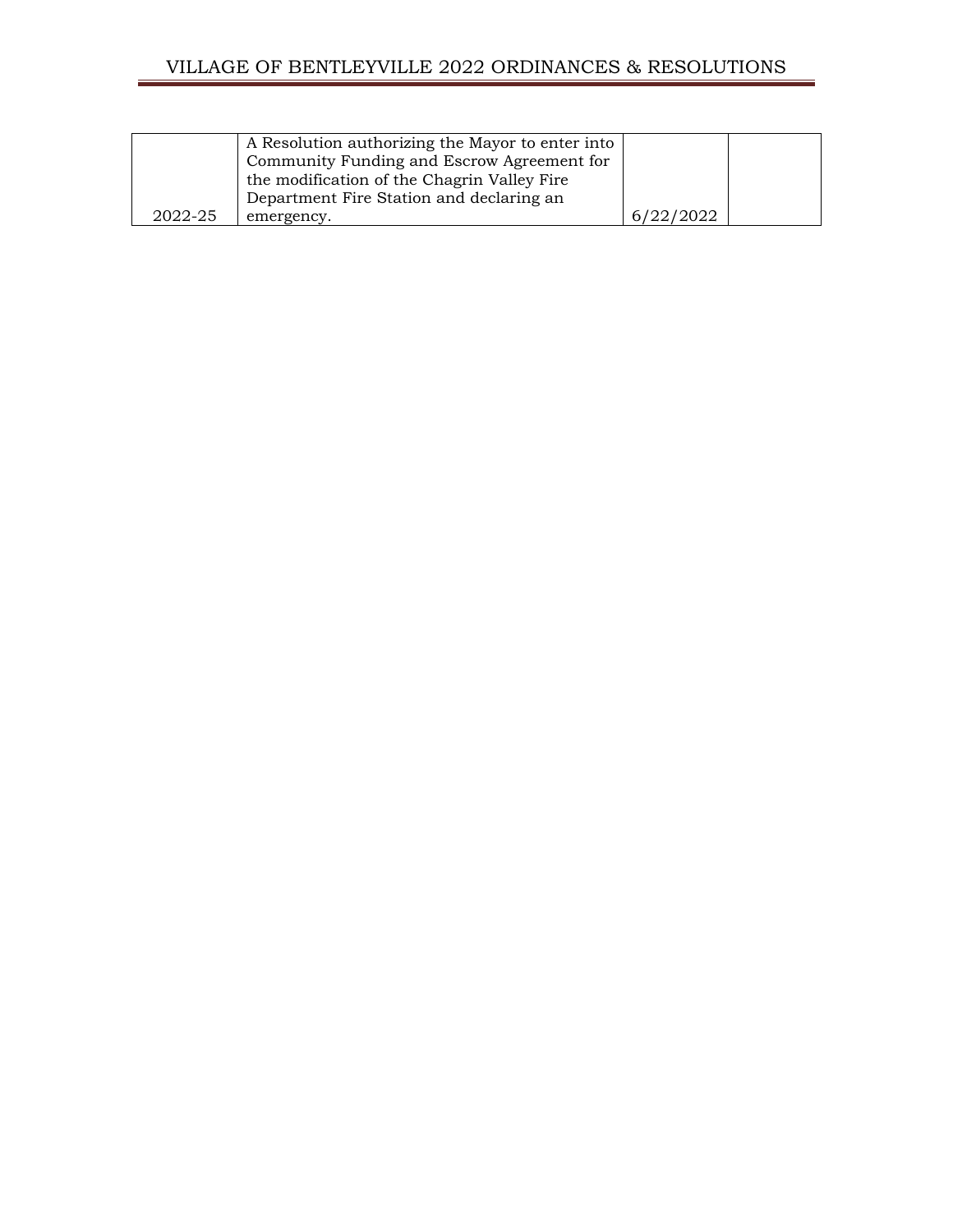| | | | |
|---|---|---|---|
| 2022-25 | A Resolution authorizing the Mayor to enter into Community Funding and Escrow Agreement for the modification of the Chagrin Valley Fire Department Fire Station and declaring an emergency. | 6/22/2022 | |